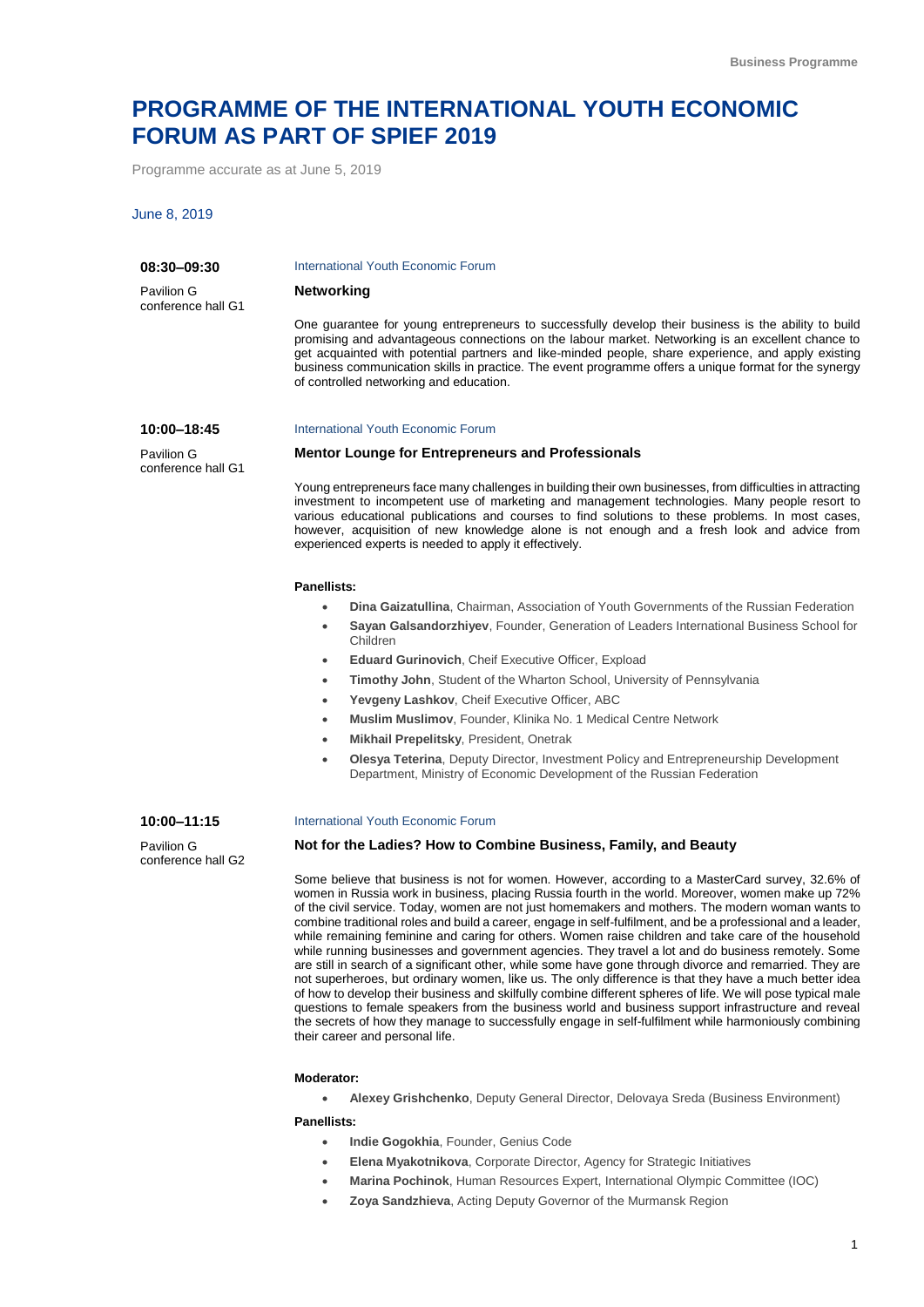# PROGRAMME OF THE INTERNATIONAL YOUTH ECONOMIC FORUM AS PART OF SPIEF 2019

Programme accurate as at June 5, 2019

June 8, 2019

**08:30–09:30**

Pavilion G
conference hall G1

International Youth Economic Forum

### Networking

One guarantee for young entrepreneurs to successfully develop their business is the ability to build promising and advantageous connections on the labour market. Networking is an excellent chance to get acquainted with potential partners and like-minded people, share experience, and apply existing business communication skills in practice. The event programme offers a unique format for the synergy of controlled networking and education.

**10:00–18:45**

Pavilion G
conference hall G1

International Youth Economic Forum

### Mentor Lounge for Entrepreneurs and Professionals

Young entrepreneurs face many challenges in building their own businesses, from difficulties in attracting investment to incompetent use of marketing and management technologies. Many people resort to various educational publications and courses to find solutions to these problems. In most cases, however, acquisition of new knowledge alone is not enough and a fresh look and advice from experienced experts is needed to apply it effectively.

**Panellists:**

- **Dina Gaizatullina**, Chairman, Association of Youth Governments of the Russian Federation
- **Sayan Galsandorzhiyev**, Founder, Generation of Leaders International Business School for Children
- **Eduard Gurinovich**, Cheif Executive Officer, Expload
- **Timothy John**, Student of the Wharton School, University of Pennsylvania
- **Yevgeny Lashkov**, Cheif Executive Officer, ABC
- **Muslim Muslimov**, Founder, Klinika No. 1 Medical Centre Network
- **Mikhail Prepelitsky**, President, Onetrak
- **Olesya Teterina**, Deputy Director, Investment Policy and Entrepreneurship Development Department, Ministry of Economic Development of the Russian Federation

**10:00–11:15**

Pavilion G
conference hall G2

International Youth Economic Forum

### Not for the Ladies? How to Combine Business, Family, and Beauty

Some believe that business is not for women. However, according to a MasterCard survey, 32.6% of women in Russia work in business, placing Russia fourth in the world. Moreover, women make up 72% of the civil service. Today, women are not just homemakers and mothers. The modern woman wants to combine traditional roles and build a career, engage in self-fulfilment, and be a professional and a leader, while remaining feminine and caring for others. Women raise children and take care of the household while running businesses and government agencies. They travel a lot and do business remotely. Some are still in search of a significant other, while some have gone through divorce and remarried. They are not superheroes, but ordinary women, like us. The only difference is that they have a much better idea of how to develop their business and skilfully combine different spheres of life. We will pose typical male questions to female speakers from the business world and business support infrastructure and reveal the secrets of how they manage to successfully engage in self-fulfilment while harmoniously combining their career and personal life.

**Moderator:**

- **Alexey Grishchenko**, Deputy General Director, Delovaya Sreda (Business Environment)

**Panellists:**

- **Indie Gogokhia**, Founder, Genius Code
- **Elena Myakotnikova**, Corporate Director, Agency for Strategic Initiatives
- **Marina Pochinok**, Human Resources Expert, International Olympic Committee (IOC)
- **Zoya Sandzhieva**, Acting Deputy Governor of the Murmansk Region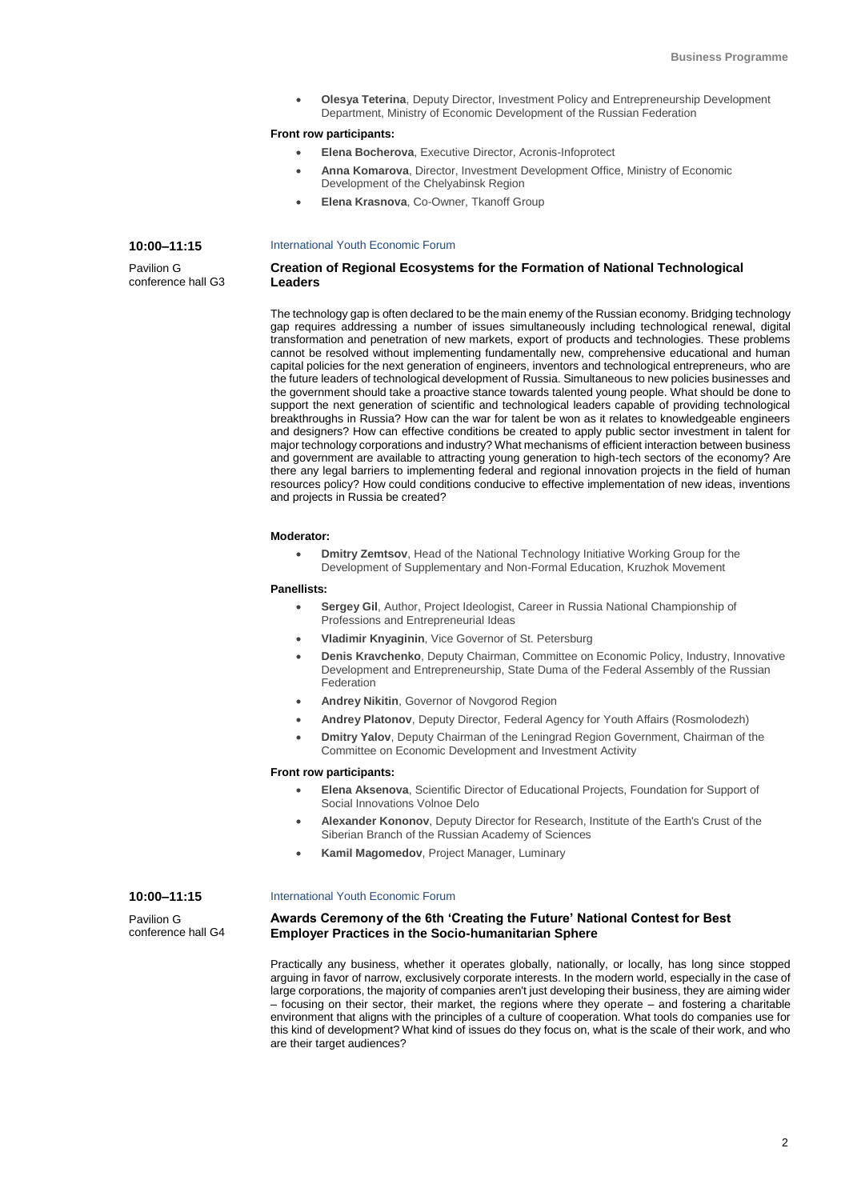- **Olesya Teterina**, Deputy Director, Investment Policy and Entrepreneurship Development Department, Ministry of Economic Development of the Russian Federation

**Front row participants:**

- **Elena Bocherova**, Executive Director, Acronis-Infoprotect
- **Anna Komarova**, Director, Investment Development Office, Ministry of Economic Development of the Chelyabinsk Region
- **Elena Krasnova**, Co-Owner, Tkanoff Group

**10:00–11:15**

Pavilion G
conference hall G3

International Youth Economic Forum

### Creation of Regional Ecosystems for the Formation of National Technological Leaders

The technology gap is often declared to be the main enemy of the Russian economy. Bridging technology gap requires addressing a number of issues simultaneously including technological renewal, digital transformation and penetration of new markets, export of products and technologies. These problems cannot be resolved without implementing fundamentally new, comprehensive educational and human capital policies for the next generation of engineers, inventors and technological entrepreneurs, who are the future leaders of technological development of Russia. Simultaneous to new policies businesses and the government should take a proactive stance towards talented young people. What should be done to support the next generation of scientific and technological leaders capable of providing technological breakthroughs in Russia? How can the war for talent be won as it relates to knowledgeable engineers and designers? How can effective conditions be created to apply public sector investment in talent for major technology corporations and industry? What mechanisms of efficient interaction between business and government are available to attracting young generation to high-tech sectors of the economy? Are there any legal barriers to implementing federal and regional innovation projects in the field of human resources policy? How could conditions conducive to effective implementation of new ideas, inventions and projects in Russia be created?

**Moderator:**

- **Dmitry Zemtsov**, Head of the National Technology Initiative Working Group for the Development of Supplementary and Non-Formal Education, Kruzhok Movement

**Panellists:**

- **Sergey Gil**, Author, Project Ideologist, Career in Russia National Championship of Professions and Entrepreneurial Ideas
- **Vladimir Knyaginin**, Vice Governor of St. Petersburg
- **Denis Kravchenko**, Deputy Chairman, Committee on Economic Policy, Industry, Innovative Development and Entrepreneurship, State Duma of the Federal Assembly of the Russian Federation
- **Andrey Nikitin**, Governor of Novgorod Region
- **Andrey Platonov**, Deputy Director, Federal Agency for Youth Affairs (Rosmolodezh)
- **Dmitry Yalov**, Deputy Chairman of the Leningrad Region Government, Chairman of the Committee on Economic Development and Investment Activity

**Front row participants:**

- **Elena Aksenova**, Scientific Director of Educational Projects, Foundation for Support of Social Innovations Volnoe Delo
- **Alexander Kononov**, Deputy Director for Research, Institute of the Earth's Crust of the Siberian Branch of the Russian Academy of Sciences
- **Kamil Magomedov**, Project Manager, Luminary

**10:00–11:15**

Pavilion G
conference hall G4

International Youth Economic Forum

### Awards Ceremony of the 6th 'Creating the Future' National Contest for Best Employer Practices in the Socio-humanitarian Sphere

Practically any business, whether it operates globally, nationally, or locally, has long since stopped arguing in favor of narrow, exclusively corporate interests. In the modern world, especially in the case of large corporations, the majority of companies aren't just developing their business, they are aiming wider – focusing on their sector, their market, the regions where they operate – and fostering a charitable environment that aligns with the principles of a culture of cooperation. What tools do companies use for this kind of development? What kind of issues do they focus on, what is the scale of their work, and who are their target audiences?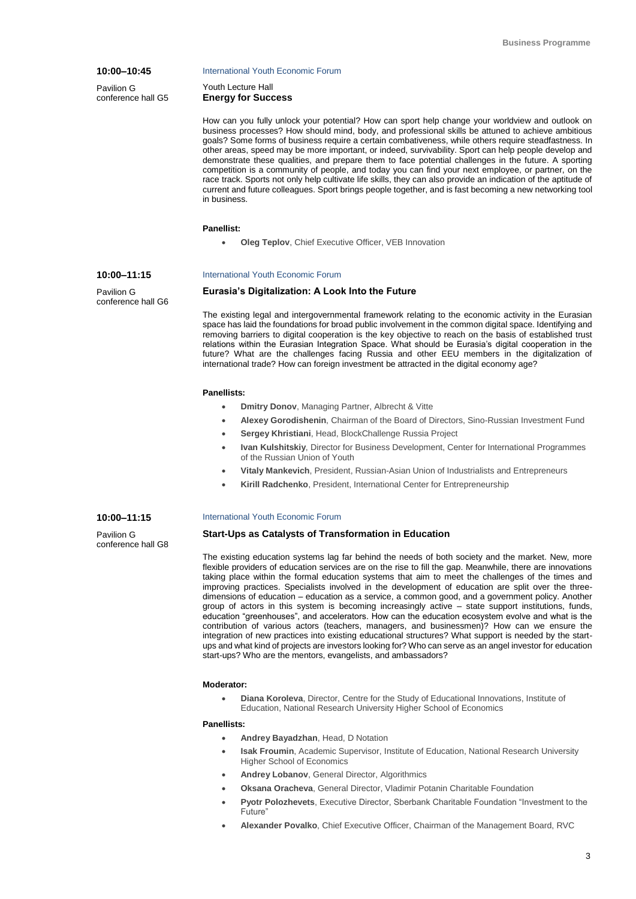**10:00–10:45**

Pavilion G
conference hall G5

International Youth Economic Forum

Youth Lecture Hall

### Energy for Success

How can you fully unlock your potential? How can sport help change your worldview and outlook on business processes? How should mind, body, and professional skills be attuned to achieve ambitious goals? Some forms of business require a certain combativeness, while others require steadfastness. In other areas, speed may be more important, or indeed, survivability. Sport can help people develop and demonstrate these qualities, and prepare them to face potential challenges in the future. A sporting competition is a community of people, and today you can find your next employee, or partner, on the race track. Sports not only help cultivate life skills, they can also provide an indication of the aptitude of current and future colleagues. Sport brings people together, and is fast becoming a new networking tool in business.

**Panellist:**

- **Oleg Teplov**, Chief Executive Officer, VEB Innovation

**10:00–11:15**

Pavilion G
conference hall G6

International Youth Economic Forum

### Eurasia's Digitalization: A Look Into the Future

The existing legal and intergovernmental framework relating to the economic activity in the Eurasian space has laid the foundations for broad public involvement in the common digital space. Identifying and removing barriers to digital cooperation is the key objective to reach on the basis of established trust relations within the Eurasian Integration Space. What should be Eurasia's digital cooperation in the future? What are the challenges facing Russia and other EEU members in the digitalization of international trade? How can foreign investment be attracted in the digital economy age?

**Panellists:**

- **Dmitry Donov**, Managing Partner, Albrecht & Vitte
- **Alexey Gorodishenin**, Chairman of the Board of Directors, Sino-Russian Investment Fund
- **Sergey Khristiani**, Head, BlockChallenge Russia Project
- **Ivan Kulshitskiy**, Director for Business Development, Center for International Programmes of the Russian Union of Youth
- **Vitaly Mankevich**, President, Russian-Asian Union of Industrialists and Entrepreneurs
- **Kirill Radchenko**, President, International Center for Entrepreneurship

**10:00–11:15**

Pavilion G
conference hall G8

International Youth Economic Forum

### Start-Ups as Catalysts of Transformation in Education

The existing education systems lag far behind the needs of both society and the market. New, more flexible providers of education services are on the rise to fill the gap. Meanwhile, there are innovations taking place within the formal education systems that aim to meet the challenges of the times and improving practices. Specialists involved in the development of education are split over the three-dimensions of education – education as a service, a common good, and a government policy. Another group of actors in this system is becoming increasingly active – state support institutions, funds, education "greenhouses", and accelerators. How can the education ecosystem evolve and what is the contribution of various actors (teachers, managers, and businessmen)? How can we ensure the integration of new practices into existing educational structures? What support is needed by the start-ups and what kind of projects are investors looking for? Who can serve as an angel investor for education start-ups? Who are the mentors, evangelists, and ambassadors?

**Moderator:**

- **Diana Koroleva**, Director, Centre for the Study of Educational Innovations, Institute of Education, National Research University Higher School of Economics

**Panellists:**

- **Andrey Bayadzhan**, Head, D Notation
- **Isak Froumin**, Academic Supervisor, Institute of Education, National Research University Higher School of Economics
- **Andrey Lobanov**, General Director, Algorithmics
- **Oksana Oracheva**, General Director, Vladimir Potanin Charitable Foundation
- **Pyotr Polozhevets**, Executive Director, Sberbank Charitable Foundation "Investment to the Future"
- **Alexander Povalko**, Chief Executive Officer, Chairman of the Management Board, RVC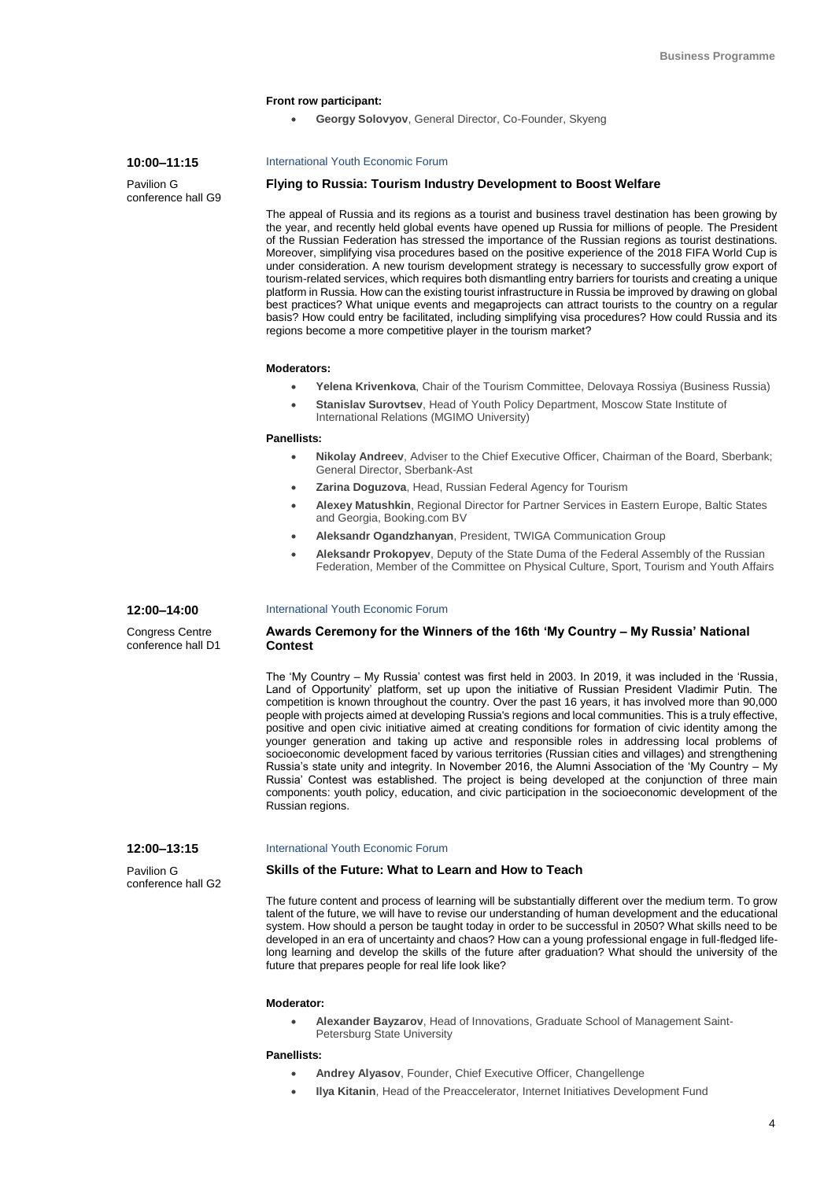**Front row participant:**

- **Georgy Solovyov**, General Director, Co-Founder, Skyeng

**10:00–11:15**

Pavilion G
conference hall G9

International Youth Economic Forum

### Flying to Russia: Tourism Industry Development to Boost Welfare

The appeal of Russia and its regions as a tourist and business travel destination has been growing by the year, and recently held global events have opened up Russia for millions of people. The President of the Russian Federation has stressed the importance of the Russian regions as tourist destinations. Moreover, simplifying visa procedures based on the positive experience of the 2018 FIFA World Cup is under consideration. A new tourism development strategy is necessary to successfully grow export of tourism-related services, which requires both dismantling entry barriers for tourists and creating a unique platform in Russia. How can the existing tourist infrastructure in Russia be improved by drawing on global best practices? What unique events and megaprojects can attract tourists to the country on a regular basis? How could entry be facilitated, including simplifying visa procedures? How could Russia and its regions become a more competitive player in the tourism market?

**Moderators:**

- **Yelena Krivenkova**, Chair of the Tourism Committee, Delovaya Rossiya (Business Russia)
- **Stanislav Surovtsev**, Head of Youth Policy Department, Moscow State Institute of International Relations (MGIMO University)

**Panellists:**

- **Nikolay Andreev**, Adviser to the Chief Executive Officer, Chairman of the Board, Sberbank; General Director, Sberbank-Ast
- **Zarina Doguzova**, Head, Russian Federal Agency for Tourism
- **Alexey Matushkin**, Regional Director for Partner Services in Eastern Europe, Baltic States and Georgia, Booking.com BV
- **Aleksandr Ogandzhanyan**, President, TWIGA Communication Group
- **Aleksandr Prokopyev**, Deputy of the State Duma of the Federal Assembly of the Russian Federation, Member of the Committee on Physical Culture, Sport, Tourism and Youth Affairs

**12:00–14:00**

Congress Centre
conference hall D1

International Youth Economic Forum

### Awards Ceremony for the Winners of the 16th 'My Country – My Russia' National Contest

The 'My Country – My Russia' contest was first held in 2003. In 2019, it was included in the 'Russia, Land of Opportunity' platform, set up upon the initiative of Russian President Vladimir Putin. The competition is known throughout the country. Over the past 16 years, it has involved more than 90,000 people with projects aimed at developing Russia's regions and local communities. This is a truly effective, positive and open civic initiative aimed at creating conditions for formation of civic identity among the younger generation and taking up active and responsible roles in addressing local problems of socioeconomic development faced by various territories (Russian cities and villages) and strengthening Russia's state unity and integrity. In November 2016, the Alumni Association of the 'My Country – My Russia' Contest was established. The project is being developed at the conjunction of three main components: youth policy, education, and civic participation in the socioeconomic development of the Russian regions.

**12:00–13:15**

Pavilion G
conference hall G2

International Youth Economic Forum

### Skills of the Future: What to Learn and How to Teach

The future content and process of learning will be substantially different over the medium term. To grow talent of the future, we will have to revise our understanding of human development and the educational system. How should a person be taught today in order to be successful in 2050? What skills need to be developed in an era of uncertainty and chaos? How can a young professional engage in full-fledged life-long learning and develop the skills of the future after graduation? What should the university of the future that prepares people for real life look like?

**Moderator:**

- **Alexander Bayzarov**, Head of Innovations, Graduate School of Management Saint-Petersburg State University

**Panellists:**

- **Andrey Alyasov**, Founder, Chief Executive Officer, Changellenge
- **Ilya Kitanin**, Head of the Preaccelerator, Internet Initiatives Development Fund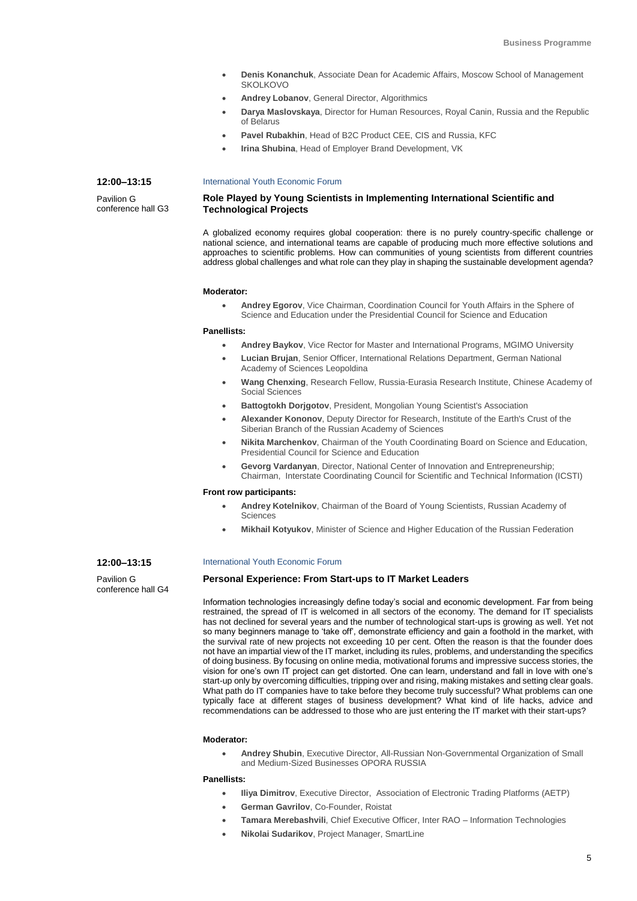- **Denis Konanchuk**, Associate Dean for Academic Affairs, Moscow School of Management SKOLKOVO
- **Andrey Lobanov**, General Director, Algorithmics
- **Darya Maslovskaya**, Director for Human Resources, Royal Canin, Russia and the Republic of Belarus
- **Pavel Rubakhin**, Head of B2C Product CEE, CIS and Russia, KFC
- **Irina Shubina**, Head of Employer Brand Development, VK

**12:00–13:15**

Pavilion G conference hall G3

International Youth Economic Forum

### Role Played by Young Scientists in Implementing International Scientific and Technological Projects

A globalized economy requires global cooperation: there is no purely country-specific challenge or national science, and international teams are capable of producing much more effective solutions and approaches to scientific problems. How can communities of young scientists from different countries address global challenges and what role can they play in shaping the sustainable development agenda?

**Moderator:**

- **Andrey Egorov**, Vice Chairman, Coordination Council for Youth Affairs in the Sphere of Science and Education under the Presidential Council for Science and Education

**Panellists:**

- **Andrey Baykov**, Vice Rector for Master and International Programs, MGIMO University
- **Lucian Brujan**, Senior Officer, International Relations Department, German National Academy of Sciences Leopoldina
- **Wang Chenxing**, Research Fellow, Russia-Eurasia Research Institute, Chinese Academy of Social Sciences
- **Battogtokh Dorjgotov**, President, Mongolian Young Scientist's Association
- **Alexander Kononov**, Deputy Director for Research, Institute of the Earth's Crust of the Siberian Branch of the Russian Academy of Sciences
- **Nikita Marchenkov**, Chairman of the Youth Coordinating Board on Science and Education, Presidential Council for Science and Education
- **Gevorg Vardanyan**, Director, National Center of Innovation and Entrepreneurship; Chairman, Interstate Coordinating Council for Scientific and Technical Information (ICSTI)

**Front row participants:**

- **Andrey Kotelnikov**, Chairman of the Board of Young Scientists, Russian Academy of Sciences
- **Mikhail Kotyukov**, Minister of Science and Higher Education of the Russian Federation

**12:00–13:15**

Pavilion G conference hall G4

International Youth Economic Forum

### Personal Experience: From Start-ups to IT Market Leaders

Information technologies increasingly define today's social and economic development. Far from being restrained, the spread of IT is welcomed in all sectors of the economy. The demand for IT specialists has not declined for several years and the number of technological start-ups is growing as well. Yet not so many beginners manage to 'take off', demonstrate efficiency and gain a foothold in the market, with the survival rate of new projects not exceeding 10 per cent. Often the reason is that the founder does not have an impartial view of the IT market, including its rules, problems, and understanding the specifics of doing business. By focusing on online media, motivational forums and impressive success stories, the vision for one's own IT project can get distorted. One can learn, understand and fall in love with one's start-up only by overcoming difficulties, tripping over and rising, making mistakes and setting clear goals. What path do IT companies have to take before they become truly successful? What problems can one typically face at different stages of business development? What kind of life hacks, advice and recommendations can be addressed to those who are just entering the IT market with their start-ups?

**Moderator:**

- **Andrey Shubin**, Executive Director, All-Russian Non-Governmental Organization of Small and Medium-Sized Businesses OPORA RUSSIA

**Panellists:**

- **Iliya Dimitrov**, Executive Director, Association of Electronic Trading Platforms (AETP)
- **German Gavrilov**, Co-Founder, Roistat
- **Tamara Merebashvili**, Chief Executive Officer, Inter RAO – Information Technologies
- **Nikolai Sudarikov**, Project Manager, SmartLine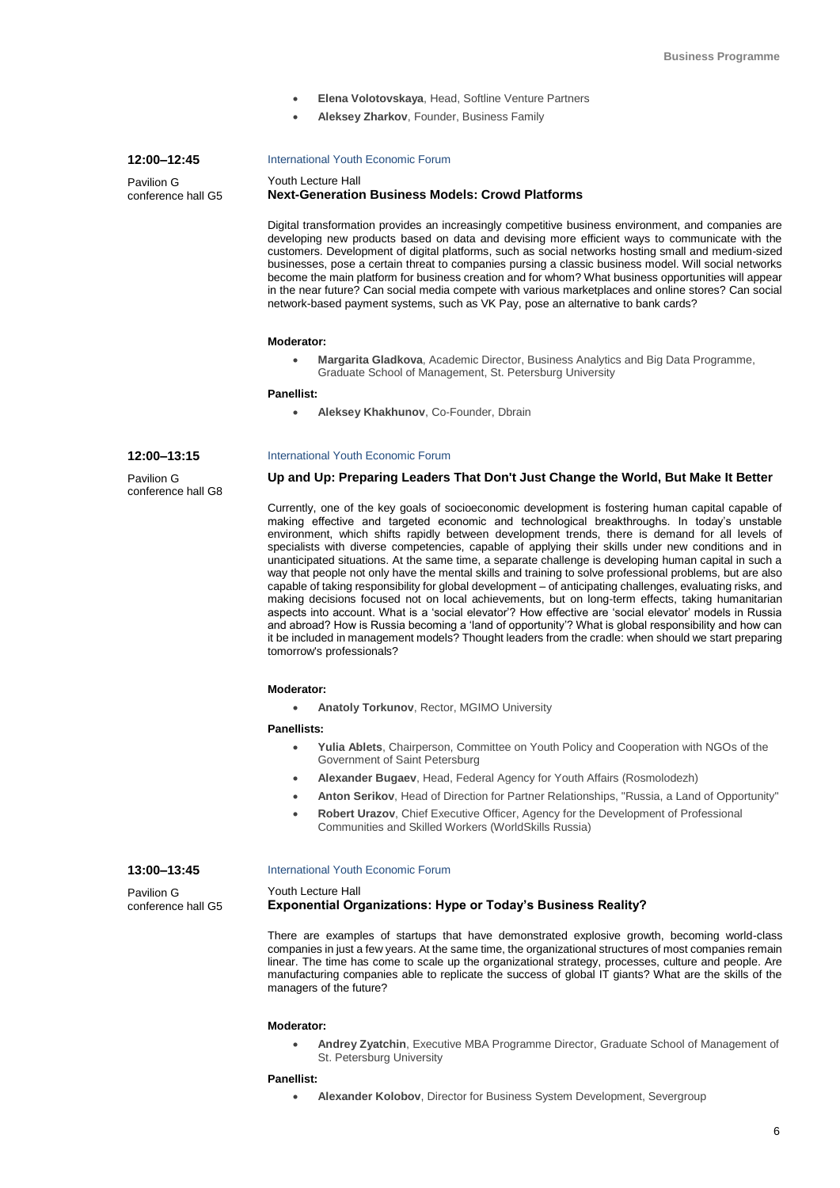- **Elena Volotovskaya**, Head, Softline Venture Partners
- **Aleksey Zharkov**, Founder, Business Family

**12:00–12:45**

Pavilion G
conference hall G5

International Youth Economic Forum

Youth Lecture Hall

### Next-Generation Business Models: Crowd Platforms

Digital transformation provides an increasingly competitive business environment, and companies are developing new products based on data and devising more efficient ways to communicate with the customers. Development of digital platforms, such as social networks hosting small and medium-sized businesses, pose a certain threat to companies pursing a classic business model. Will social networks become the main platform for business creation and for whom? What business opportunities will appear in the near future? Can social media compete with various marketplaces and online stores? Can social network-based payment systems, such as VK Pay, pose an alternative to bank cards?

**Moderator:**

- **Margarita Gladkova**, Academic Director, Business Analytics and Big Data Programme, Graduate School of Management, St. Petersburg University

**Panellist:**

- **Aleksey Khakhunov**, Co-Founder, Dbrain

**12:00–13:15**

Pavilion G
conference hall G8

International Youth Economic Forum

### Up and Up: Preparing Leaders That Don't Just Change the World, But Make It Better

Currently, one of the key goals of socioeconomic development is fostering human capital capable of making effective and targeted economic and technological breakthroughs. In today's unstable environment, which shifts rapidly between development trends, there is demand for all levels of specialists with diverse competencies, capable of applying their skills under new conditions and in unanticipated situations. At the same time, a separate challenge is developing human capital in such a way that people not only have the mental skills and training to solve professional problems, but are also capable of taking responsibility for global development – of anticipating challenges, evaluating risks, and making decisions focused not on local achievements, but on long-term effects, taking humanitarian aspects into account. What is a 'social elevator'? How effective are 'social elevator' models in Russia and abroad? How is Russia becoming a 'land of opportunity'? What is global responsibility and how can it be included in management models? Thought leaders from the cradle: when should we start preparing tomorrow's professionals?

**Moderator:**

- **Anatoly Torkunov**, Rector, MGIMO University

**Panellists:**

- **Yulia Ablets**, Chairperson, Committee on Youth Policy and Cooperation with NGOs of the Government of Saint Petersburg
- **Alexander Bugaev**, Head, Federal Agency for Youth Affairs (Rosmolodezh)
- **Anton Serikov**, Head of Direction for Partner Relationships, "Russia, a Land of Opportunity"
- **Robert Urazov**, Chief Executive Officer, Agency for the Development of Professional Communities and Skilled Workers (WorldSkills Russia)

**13:00–13:45**

Pavilion G
conference hall G5

International Youth Economic Forum

Youth Lecture Hall

### Exponential Organizations: Hype or Today's Business Reality?

There are examples of startups that have demonstrated explosive growth, becoming world-class companies in just a few years. At the same time, the organizational structures of most companies remain linear. The time has come to scale up the organizational strategy, processes, culture and people. Are manufacturing companies able to replicate the success of global IT giants? What are the skills of the managers of the future?

**Moderator:**

- **Andrey Zyatchin**, Executive MBA Programme Director, Graduate School of Management of St. Petersburg University

**Panellist:**

- **Alexander Kolobov**, Director for Business System Development, Severgroup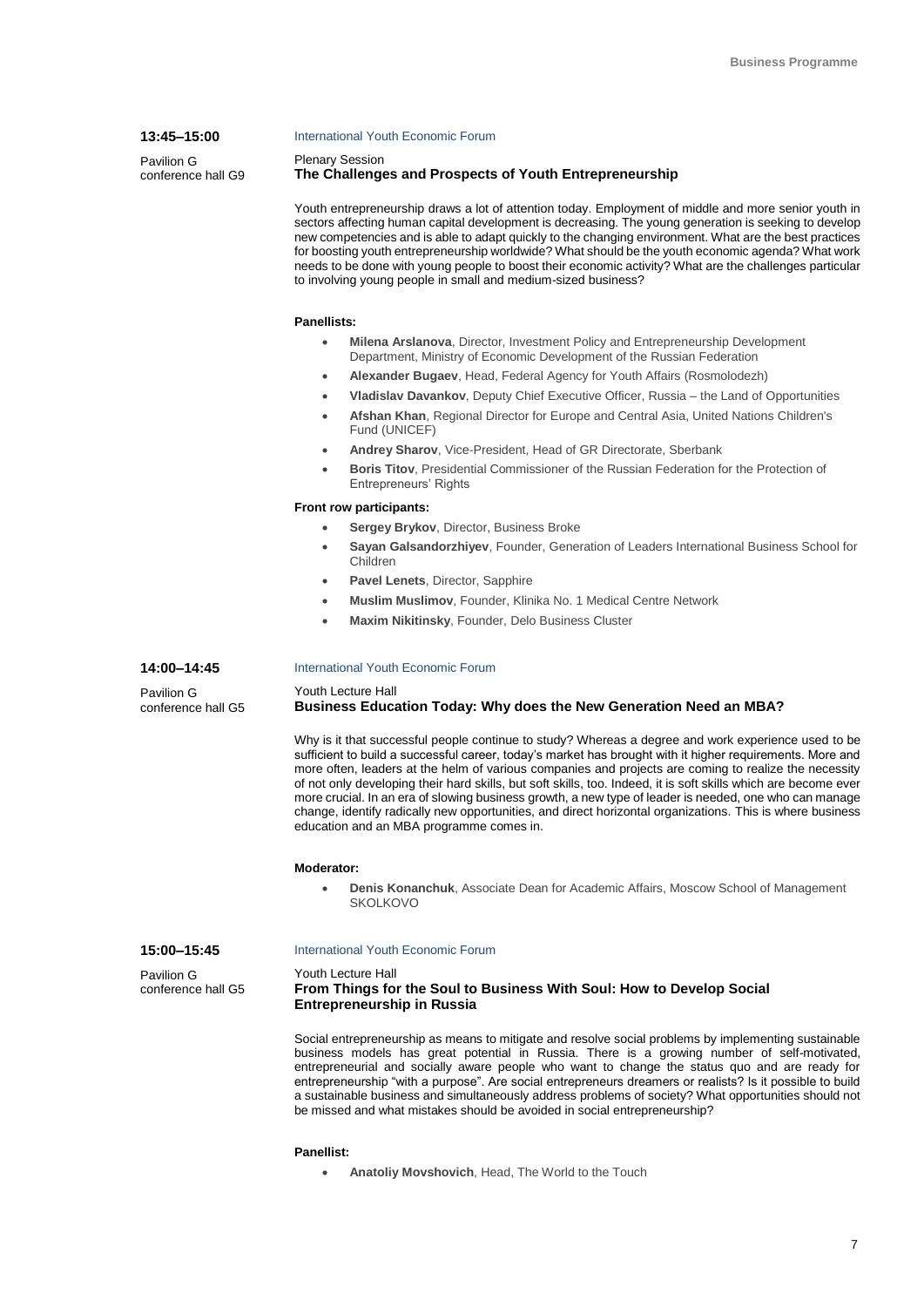**13:45–15:00**

Pavilion G
conference hall G9

International Youth Economic Forum

Plenary Session

### The Challenges and Prospects of Youth Entrepreneurship

Youth entrepreneurship draws a lot of attention today. Employment of middle and more senior youth in sectors affecting human capital development is decreasing. The young generation is seeking to develop new competencies and is able to adapt quickly to the changing environment. What are the best practices for boosting youth entrepreneurship worldwide? What should be the youth economic agenda? What work needs to be done with young people to boost their economic activity? What are the challenges particular to involving young people in small and medium-sized business?

**Panellists:**

- **Milena Arslanova**, Director, Investment Policy and Entrepreneurship Development Department, Ministry of Economic Development of the Russian Federation
- **Alexander Bugaev**, Head, Federal Agency for Youth Affairs (Rosmolodezh)
- **Vladislav Davankov**, Deputy Chief Executive Officer, Russia – the Land of Opportunities
- **Afshan Khan**, Regional Director for Europe and Central Asia, United Nations Children's Fund (UNICEF)
- **Andrey Sharov**, Vice-President, Head of GR Directorate, Sberbank
- **Boris Titov**, Presidential Commissioner of the Russian Federation for the Protection of Entrepreneurs' Rights

**Front row participants:**

- **Sergey Brykov**, Director, Business Broke
- **Sayan Galsandorzhiyev**, Founder, Generation of Leaders International Business School for Children
- **Pavel Lenets**, Director, Sapphire
- **Muslim Muslimov**, Founder, Klinika No. 1 Medical Centre Network
- **Maxim Nikitinsky**, Founder, Delo Business Cluster

**14:00–14:45**

Pavilion G
conference hall G5

International Youth Economic Forum

Youth Lecture Hall

### Business Education Today: Why does the New Generation Need an MBA?

Why is it that successful people continue to study? Whereas a degree and work experience used to be sufficient to build a successful career, today's market has brought with it higher requirements. More and more often, leaders at the helm of various companies and projects are coming to realize the necessity of not only developing their hard skills, but soft skills, too. Indeed, it is soft skills which are become ever more crucial. In an era of slowing business growth, a new type of leader is needed, one who can manage change, identify radically new opportunities, and direct horizontal organizations. This is where business education and an MBA programme comes in.

**Moderator:**

- **Denis Konanchuk**, Associate Dean for Academic Affairs, Moscow School of Management SKOLKOVO

**15:00–15:45**

Pavilion G
conference hall G5

International Youth Economic Forum

Youth Lecture Hall

### From Things for the Soul to Business With Soul: How to Develop Social Entrepreneurship in Russia

Social entrepreneurship as means to mitigate and resolve social problems by implementing sustainable business models has great potential in Russia. There is a growing number of self-motivated, entrepreneurial and socially aware people who want to change the status quo and are ready for entrepreneurship "with a purpose". Are social entrepreneurs dreamers or realists? Is it possible to build a sustainable business and simultaneously address problems of society? What opportunities should not be missed and what mistakes should be avoided in social entrepreneurship?

**Panellist:**

- **Anatoliy Movshovich**, Head, The World to the Touch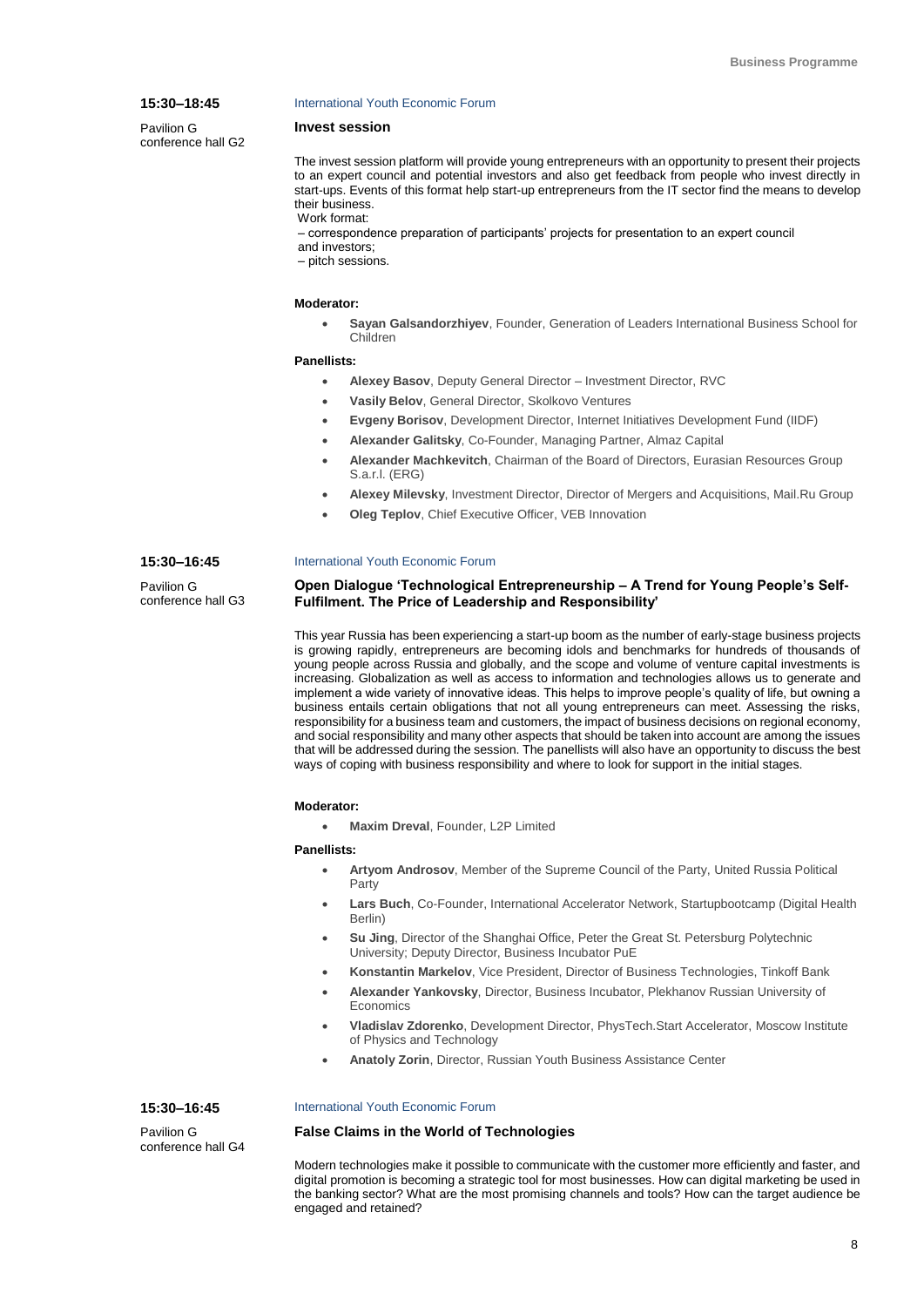**15:30–18:45**

Pavilion G
conference hall G2

International Youth Economic Forum

### Invest session

The invest session platform will provide young entrepreneurs with an opportunity to present their projects to an expert council and potential investors and also get feedback from people who invest directly in start-ups. Events of this format help start-up entrepreneurs from the IT sector find the means to develop their business.

Work format:

– correspondence preparation of participants' projects for presentation to an expert council and investors;

– pitch sessions.

**Moderator:**

- **Sayan Galsandorzhiyev**, Founder, Generation of Leaders International Business School for Children

**Panellists:**

- **Alexey Basov**, Deputy General Director – Investment Director, RVC
- **Vasily Belov**, General Director, Skolkovo Ventures
- **Evgeny Borisov**, Development Director, Internet Initiatives Development Fund (IIDF)
- **Alexander Galitsky**, Co-Founder, Managing Partner, Almaz Capital
- **Alexander Machkevitch**, Chairman of the Board of Directors, Eurasian Resources Group S.a.r.l. (ERG)
- **Alexey Milevsky**, Investment Director, Director of Mergers and Acquisitions, Mail.Ru Group
- **Oleg Teplov**, Chief Executive Officer, VEB Innovation

**15:30–16:45**

Pavilion G
conference hall G3

International Youth Economic Forum

### Open Dialogue 'Technological Entrepreneurship – A Trend for Young People's Self-Fulfilment. The Price of Leadership and Responsibility'

This year Russia has been experiencing a start-up boom as the number of early-stage business projects is growing rapidly, entrepreneurs are becoming idols and benchmarks for hundreds of thousands of young people across Russia and globally, and the scope and volume of venture capital investments is increasing. Globalization as well as access to information and technologies allows us to generate and implement a wide variety of innovative ideas. This helps to improve people's quality of life, but owning a business entails certain obligations that not all young entrepreneurs can meet. Assessing the risks, responsibility for a business team and customers, the impact of business decisions on regional economy, and social responsibility and many other aspects that should be taken into account are among the issues that will be addressed during the session. The panellists will also have an opportunity to discuss the best ways of coping with business responsibility and where to look for support in the initial stages.

**Moderator:**

- **Maxim Dreval**, Founder, L2P Limited

**Panellists:**

- **Artyom Androsov**, Member of the Supreme Council of the Party, United Russia Political Party
- **Lars Buch**, Co-Founder, International Accelerator Network, Startupbootcamp (Digital Health Berlin)
- **Su Jing**, Director of the Shanghai Office, Peter the Great St. Petersburg Polytechnic University; Deputy Director, Business Incubator PuE
- **Konstantin Markelov**, Vice President, Director of Business Technologies, Tinkoff Bank
- **Alexander Yankovsky**, Director, Business Incubator, Plekhanov Russian University of Economics
- **Vladislav Zdorenko**, Development Director, PhysTech.Start Accelerator, Moscow Institute of Physics and Technology
- **Anatoly Zorin**, Director, Russian Youth Business Assistance Center

**15:30–16:45**

Pavilion G
conference hall G4

International Youth Economic Forum

### False Claims in the World of Technologies

Modern technologies make it possible to communicate with the customer more efficiently and faster, and digital promotion is becoming a strategic tool for most businesses. How can digital marketing be used in the banking sector? What are the most promising channels and tools? How can the target audience be engaged and retained?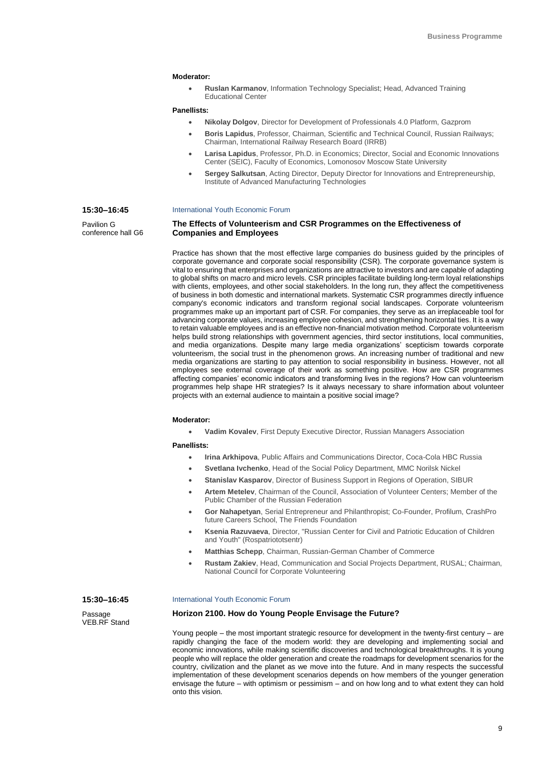**Moderator:**

- **Ruslan Karmanov**, Information Technology Specialist; Head, Advanced Training Educational Center

**Panellists:**

- **Nikolay Dolgov**, Director for Development of Professionals 4.0 Platform, Gazprom
- **Boris Lapidus**, Professor, Chairman, Scientific and Technical Council, Russian Railways; Chairman, International Railway Research Board (IRRB)
- **Larisa Lapidus**, Professor, Ph.D. in Economics; Director, Social and Economic Innovations Center (SEIC), Faculty of Economics, Lomonosov Moscow State University
- **Sergey Salkutsan**, Acting Director, Deputy Director for Innovations and Entrepreneurship, Institute of Advanced Manufacturing Technologies

**15:30–16:45**

Pavilion G
conference hall G6

International Youth Economic Forum

### The Effects of Volunteerism and CSR Programmes on the Effectiveness of Companies and Employees

Practice has shown that the most effective large companies do business guided by the principles of corporate governance and corporate social responsibility (CSR). The corporate governance system is vital to ensuring that enterprises and organizations are attractive to investors and are capable of adapting to global shifts on macro and micro levels. CSR principles facilitate building long-term loyal relationships with clients, employees, and other social stakeholders. In the long run, they affect the competitiveness of business in both domestic and international markets. Systematic CSR programmes directly influence company's economic indicators and transform regional social landscapes. Corporate volunteerism programmes make up an important part of CSR. For companies, they serve as an irreplaceable tool for advancing corporate values, increasing employee cohesion, and strengthening horizontal ties. It is a way to retain valuable employees and is an effective non-financial motivation method. Corporate volunteerism helps build strong relationships with government agencies, third sector institutions, local communities, and media organizations. Despite many large media organizations' scepticism towards corporate volunteerism, the social trust in the phenomenon grows. An increasing number of traditional and new media organizations are starting to pay attention to social responsibility in business. However, not all employees see external coverage of their work as something positive. How are CSR programmes affecting companies' economic indicators and transforming lives in the regions? How can volunteerism programmes help shape HR strategies? Is it always necessary to share information about volunteer projects with an external audience to maintain a positive social image?

**Moderator:**

- **Vadim Kovalev**, First Deputy Executive Director, Russian Managers Association

**Panellists:**

- **Irina Arkhipova**, Public Affairs and Communications Director, Coca-Cola HBC Russia
- **Svetlana Ivchenko**, Head of the Social Policy Department, MMC Norilsk Nickel
- **Stanislav Kasparov**, Director of Business Support in Regions of Operation, SIBUR
- **Artem Metelev**, Chairman of the Council, Association of Volunteer Centers; Member of the Public Chamber of the Russian Federation
- **Gor Nahapetyan**, Serial Entrepreneur and Philanthropist; Co-Founder, Profilum, CrashPro future Careers School, The Friends Foundation
- **Ksenia Razuvaeva**, Director, "Russian Center for Civil and Patriotic Education of Children and Youth" (Rospatriototsentr)
- **Matthias Schepp**, Chairman, Russian-German Chamber of Commerce
- **Rustam Zakiev**, Head, Communication and Social Projects Department, RUSAL; Chairman, National Council for Corporate Volunteering

**15:30–16:45**

Passage
VEB.RF Stand

International Youth Economic Forum

### Horizon 2100. How do Young People Envisage the Future?

Young people – the most important strategic resource for development in the twenty-first century – are rapidly changing the face of the modern world: they are developing and implementing social and economic innovations, while making scientific discoveries and technological breakthroughs. It is young people who will replace the older generation and create the roadmaps for development scenarios for the country, civilization and the planet as we move into the future. And in many respects the successful implementation of these development scenarios depends on how members of the younger generation envisage the future – with optimism or pessimism – and on how long and to what extent they can hold onto this vision.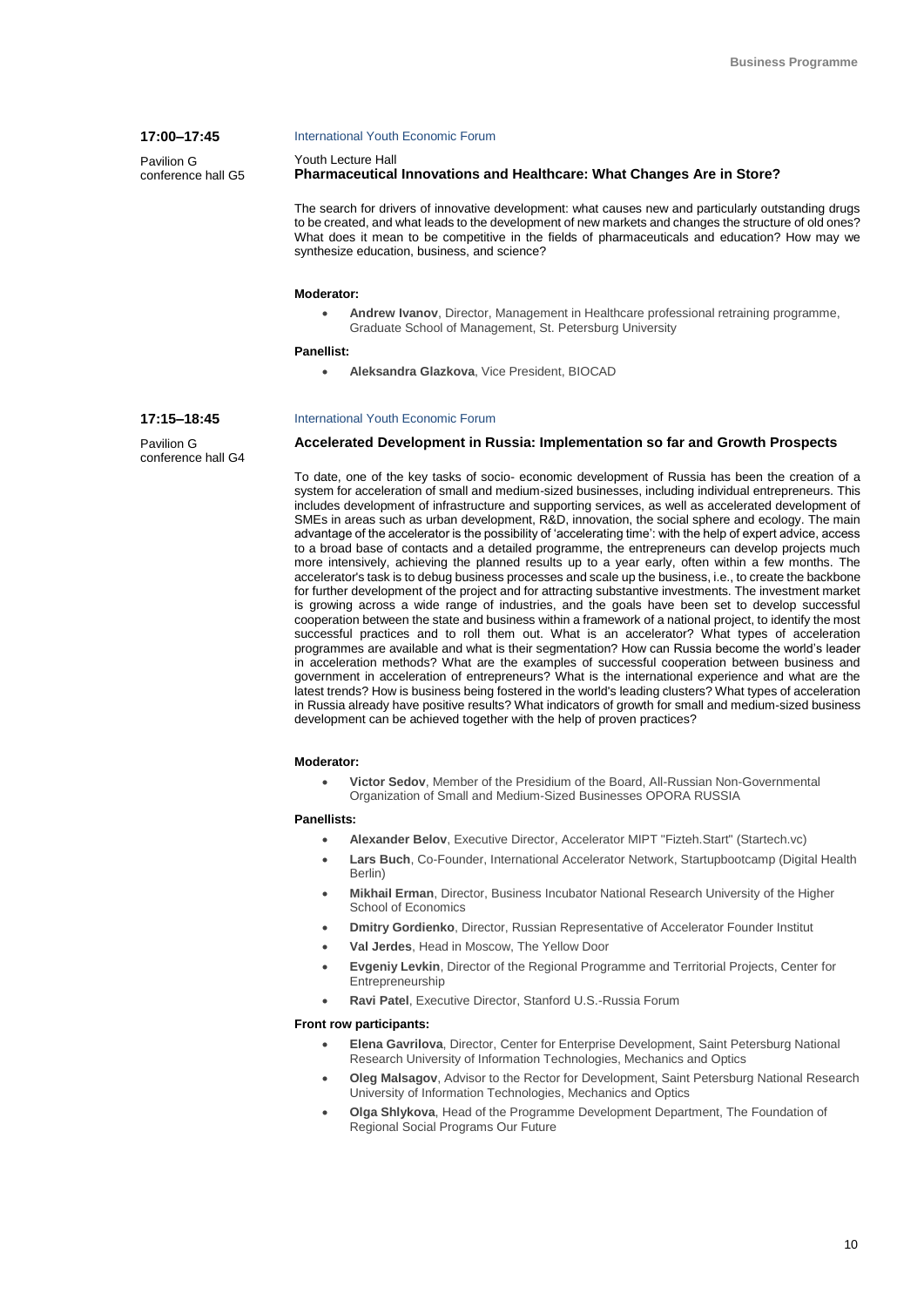**17:00–17:45**

Pavilion G
conference hall G5

International Youth Economic Forum

Youth Lecture Hall

### Pharmaceutical Innovations and Healthcare: What Changes Are in Store?

The search for drivers of innovative development: what causes new and particularly outstanding drugs to be created, and what leads to the development of new markets and changes the structure of old ones? What does it mean to be competitive in the fields of pharmaceuticals and education? How may we synthesize education, business, and science?

**Moderator:**

- **Andrew Ivanov**, Director, Management in Healthcare professional retraining programme, Graduate School of Management, St. Petersburg University

**Panellist:**

- **Aleksandra Glazkova**, Vice President, BIOCAD

**17:15–18:45**

Pavilion G
conference hall G4

International Youth Economic Forum

### Accelerated Development in Russia: Implementation so far and Growth Prospects

To date, one of the key tasks of socio- economic development of Russia has been the creation of a system for acceleration of small and medium-sized businesses, including individual entrepreneurs. This includes development of infrastructure and supporting services, as well as accelerated development of SMEs in areas such as urban development, R&D, innovation, the social sphere and ecology. The main advantage of the accelerator is the possibility of 'accelerating time': with the help of expert advice, access to a broad base of contacts and a detailed programme, the entrepreneurs can develop projects much more intensively, achieving the planned results up to a year early, often within a few months. The accelerator's task is to debug business processes and scale up the business, i.e., to create the backbone for further development of the project and for attracting substantive investments. The investment market is growing across a wide range of industries, and the goals have been set to develop successful cooperation between the state and business within a framework of a national project, to identify the most successful practices and to roll them out. What is an accelerator? What types of acceleration programmes are available and what is their segmentation? How can Russia become the world's leader in acceleration methods? What are the examples of successful cooperation between business and government in acceleration of entrepreneurs? What is the international experience and what are the latest trends? How is business being fostered in the world's leading clusters? What types of acceleration in Russia already have positive results? What indicators of growth for small and medium-sized business development can be achieved together with the help of proven practices?

**Moderator:**

- **Victor Sedov**, Member of the Presidium of the Board, All-Russian Non-Governmental Organization of Small and Medium-Sized Businesses OPORA RUSSIA

**Panellists:**

- **Alexander Belov**, Executive Director, Accelerator MIPT "Fizteh.Start" (Startech.vc)
- **Lars Buch**, Co-Founder, International Accelerator Network, Startupbootcamp (Digital Health Berlin)
- **Mikhail Erman**, Director, Business Incubator National Research University of the Higher School of Economics
- **Dmitry Gordienko**, Director, Russian Representative of Accelerator Founder Institut
- **Val Jerdes**, Head in Moscow, The Yellow Door
- **Evgeniy Levkin**, Director of the Regional Programme and Territorial Projects, Center for Entrepreneurship
- **Ravi Patel**, Executive Director, Stanford U.S.-Russia Forum

**Front row participants:**

- **Elena Gavrilova**, Director, Center for Enterprise Development, Saint Petersburg National Research University of Information Technologies, Mechanics and Optics
- **Oleg Malsagov**, Advisor to the Rector for Development, Saint Petersburg National Research University of Information Technologies, Mechanics and Optics
- **Olga Shlykova**, Head of the Programme Development Department, The Foundation of Regional Social Programs Our Future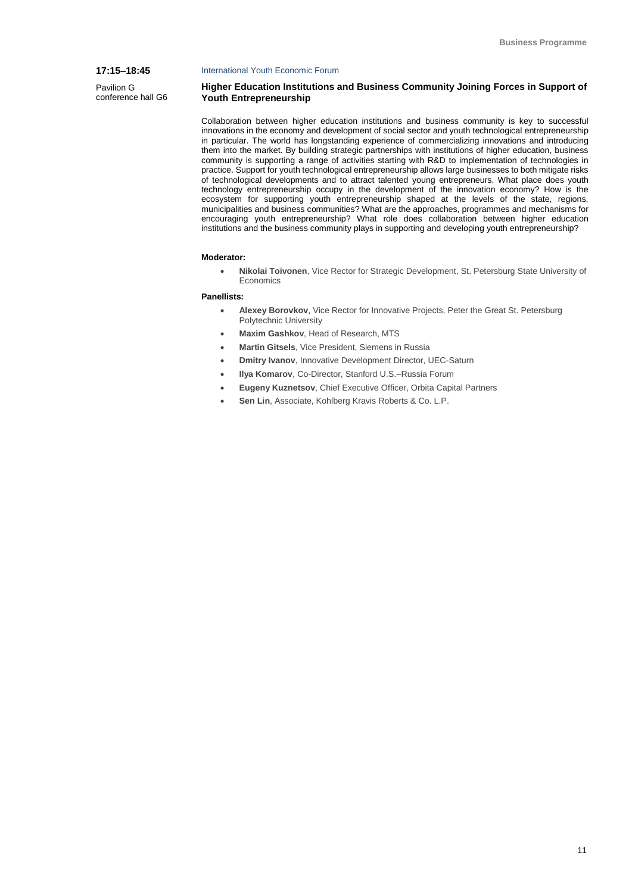**17:15–18:45**

Pavilion G
conference hall G6

International Youth Economic Forum

### Higher Education Institutions and Business Community Joining Forces in Support of Youth Entrepreneurship

Collaboration between higher education institutions and business community is key to successful innovations in the economy and development of social sector and youth technological entrepreneurship in particular. The world has longstanding experience of commercializing innovations and introducing them into the market. By building strategic partnerships with institutions of higher education, business community is supporting a range of activities starting with R&D to implementation of technologies in practice. Support for youth technological entrepreneurship allows large businesses to both mitigate risks of technological developments and to attract talented young entrepreneurs. What place does youth technology entrepreneurship occupy in the development of the innovation economy? How is the ecosystem for supporting youth entrepreneurship shaped at the levels of the state, regions, municipalities and business communities? What are the approaches, programmes and mechanisms for encouraging youth entrepreneurship? What role does collaboration between higher education institutions and the business community plays in supporting and developing youth entrepreneurship?

**Moderator:**

- **Nikolai Toivonen**, Vice Rector for Strategic Development, St. Petersburg State University of Economics

**Panellists:**

- **Alexey Borovkov**, Vice Rector for Innovative Projects, Peter the Great St. Petersburg Polytechnic University
- **Maxim Gashkov**, Head of Research, MTS
- **Martin Gitsels**, Vice President, Siemens in Russia
- **Dmitry Ivanov**, Innovative Development Director, UEC-Saturn
- **Ilya Komarov**, Co-Director, Stanford U.S.–Russia Forum
- **Eugeny Kuznetsov**, Chief Executive Officer, Orbita Capital Partners
- **Sen Lin**, Associate, Kohlberg Kravis Roberts & Co. L.P.